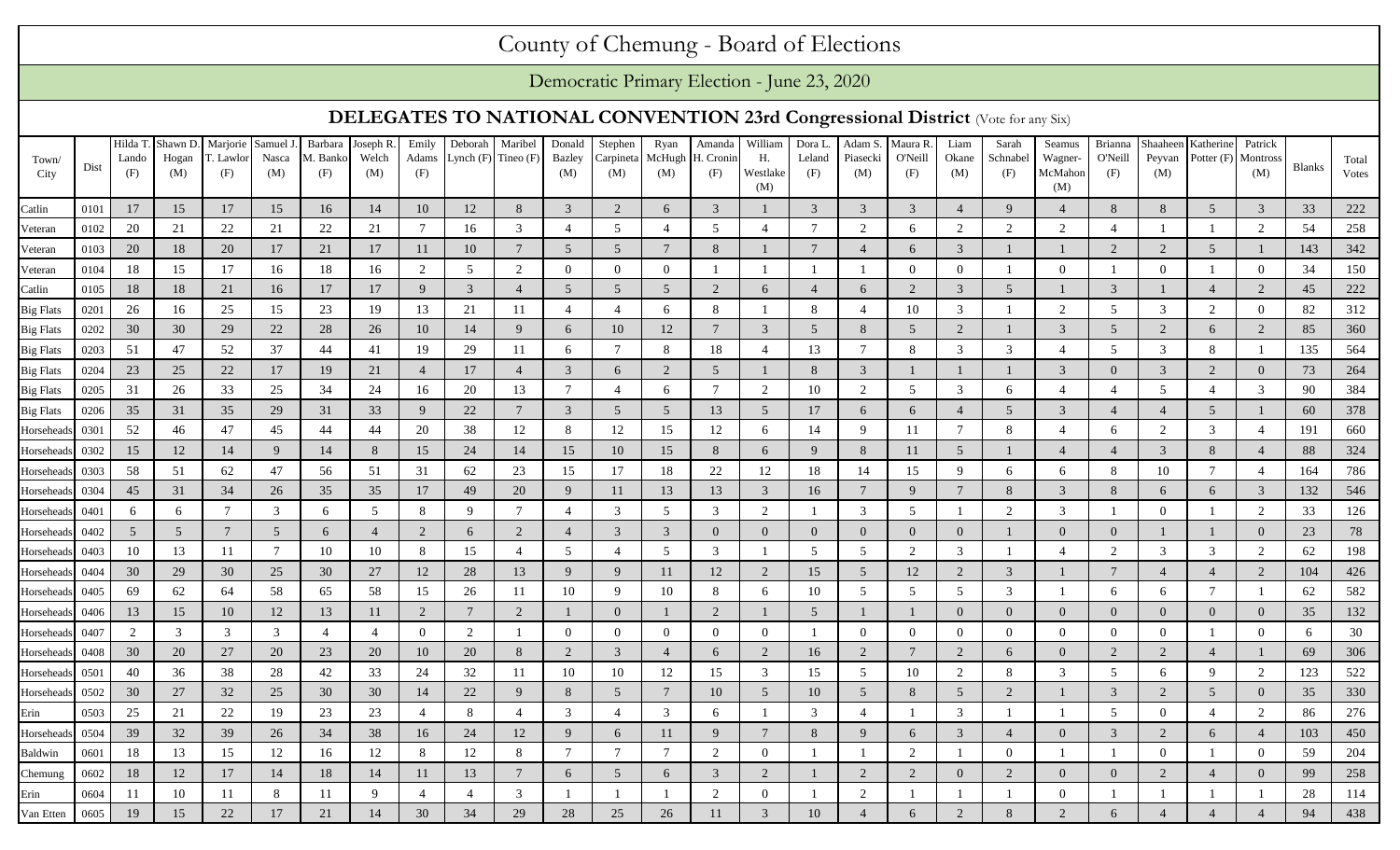# County of Chemung - Board of Elections

## Democratic Primary Election - June 23, 2020

### DELEGATES TO NATIONAL CONVENTION 23rd Congressional District (Vote for any Six)

| Town/ City | Dist | Hilda T. Lando (F) | Shawn D. Hogan (M) | Marjorie T. Lawlor (F) | Samuel J. Nasca (M) | Barbara M. Banko (F) | Joseph R. Welch (M) | Emily Adams (F) | Deborah Lynch (F) | Maribel Tineo (F) | Donald Bazley (M) | Stephen Carpineta (M) | Ryan McHugh (M) | Amanda H. Cronin (F) | William H. Westlake (M) | Dora L. Leland (F) | Adam S. Piasecki (M) | Maura R. O'Neill (F) | Liam Okane (M) | Sarah Schnabel (F) | Seamus Wagner-McMahon (M) | Brianna O'Neill (F) | Shaaheen Peyvan (M) | Katherine Potter (F) | Patrick Montross (M) | Blanks | Total Votes |
|---|---|---|---|---|---|---|---|---|---|---|---|---|---|---|---|---|---|---|---|---|---|---|---|---|---|---|---|
| Catlin | 0101 | 17 | 15 | 17 | 15 | 16 | 14 | 10 | 12 | 8 | 3 | 2 | 6 | 3 | 1 | 3 | 3 | 3 | 4 | 9 | 4 | 8 | 8 | 5 | 3 | 33 | 222 |
| Veteran | 0102 | 20 | 21 | 22 | 21 | 22 | 21 | 7 | 16 | 3 | 4 | 5 | 4 | 5 | 4 | 7 | 2 | 6 | 2 | 2 | 2 | 4 | 1 | 1 | 2 | 54 | 258 |
| Veteran | 0103 | 20 | 18 | 20 | 17 | 21 | 17 | 11 | 10 | 7 | 5 | 5 | 7 | 8 | 1 | 7 | 4 | 6 | 3 | 1 | 1 | 2 | 2 | 5 | 1 | 143 | 342 |
| Veteran | 0104 | 18 | 15 | 17 | 16 | 18 | 16 | 2 | 5 | 2 | 0 | 0 | 0 | 1 | 1 | 1 | 1 | 0 | 0 | 1 | 0 | 1 | 0 | 1 | 0 | 34 | 150 |
| Catlin | 0105 | 18 | 18 | 21 | 16 | 17 | 17 | 9 | 3 | 4 | 5 | 5 | 5 | 2 | 6 | 4 | 6 | 2 | 3 | 5 | 1 | 3 | 1 | 4 | 2 | 45 | 222 |
| Big Flats | 0201 | 26 | 16 | 25 | 15 | 23 | 19 | 13 | 21 | 11 | 4 | 4 | 6 | 8 | 1 | 8 | 4 | 10 | 3 | 1 | 2 | 5 | 3 | 2 | 0 | 82 | 312 |
| Big Flats | 0202 | 30 | 30 | 29 | 22 | 28 | 26 | 10 | 14 | 9 | 6 | 10 | 12 | 7 | 3 | 5 | 8 | 5 | 2 | 1 | 3 | 5 | 2 | 6 | 2 | 85 | 360 |
| Big Flats | 0203 | 51 | 47 | 52 | 37 | 44 | 41 | 19 | 29 | 11 | 6 | 7 | 8 | 18 | 4 | 13 | 7 | 8 | 3 | 3 | 4 | 5 | 3 | 8 | 1 | 135 | 564 |
| Big Flats | 0204 | 23 | 25 | 22 | 17 | 19 | 21 | 4 | 17 | 4 | 3 | 6 | 2 | 5 | 1 | 8 | 3 | 1 | 1 | 1 | 3 | 0 | 3 | 2 | 0 | 73 | 264 |
| Big Flats | 0205 | 31 | 26 | 33 | 25 | 34 | 24 | 16 | 20 | 13 | 7 | 4 | 6 | 7 | 2 | 10 | 2 | 5 | 3 | 6 | 4 | 4 | 5 | 4 | 3 | 90 | 384 |
| Big Flats | 0206 | 35 | 31 | 35 | 29 | 31 | 33 | 9 | 22 | 7 | 3 | 5 | 5 | 13 | 5 | 17 | 6 | 6 | 4 | 5 | 3 | 4 | 4 | 5 | 1 | 60 | 378 |
| Horseheads | 0301 | 52 | 46 | 47 | 45 | 44 | 44 | 20 | 38 | 12 | 8 | 12 | 15 | 12 | 6 | 14 | 9 | 11 | 7 | 8 | 4 | 6 | 2 | 3 | 4 | 191 | 660 |
| Horseheads | 0302 | 15 | 12 | 14 | 9 | 14 | 8 | 15 | 24 | 14 | 15 | 10 | 15 | 8 | 6 | 9 | 8 | 11 | 5 | 1 | 4 | 4 | 3 | 8 | 4 | 88 | 324 |
| Horseheads | 0303 | 58 | 51 | 62 | 47 | 56 | 51 | 31 | 62 | 23 | 15 | 17 | 18 | 22 | 12 | 18 | 14 | 15 | 9 | 6 | 6 | 8 | 10 | 7 | 4 | 164 | 786 |
| Horseheads | 0304 | 45 | 31 | 34 | 26 | 35 | 35 | 17 | 49 | 20 | 9 | 11 | 13 | 13 | 3 | 16 | 7 | 9 | 7 | 8 | 3 | 8 | 6 | 6 | 3 | 132 | 546 |
| Horseheads | 0401 | 6 | 6 | 7 | 3 | 6 | 5 | 8 | 9 | 7 | 4 | 3 | 5 | 3 | 2 | 1 | 3 | 5 | 1 | 2 | 3 | 1 | 0 | 1 | 2 | 33 | 126 |
| Horseheads | 0402 | 5 | 5 | 7 | 5 | 6 | 4 | 2 | 6 | 2 | 4 | 3 | 3 | 0 | 0 | 0 | 0 | 0 | 0 | 1 | 0 | 0 | 1 | 1 | 0 | 23 | 78 |
| Horseheads | 0403 | 10 | 13 | 11 | 7 | 10 | 10 | 8 | 15 | 4 | 5 | 4 | 5 | 3 | 1 | 5 | 5 | 2 | 3 | 1 | 4 | 2 | 3 | 3 | 2 | 62 | 198 |
| Horseheads | 0404 | 30 | 29 | 30 | 25 | 30 | 27 | 12 | 28 | 13 | 9 | 9 | 11 | 12 | 2 | 15 | 5 | 12 | 2 | 3 | 1 | 7 | 4 | 4 | 2 | 104 | 426 |
| Horseheads | 0405 | 69 | 62 | 64 | 58 | 65 | 58 | 15 | 26 | 11 | 10 | 9 | 10 | 8 | 6 | 10 | 5 | 5 | 5 | 3 | 1 | 6 | 6 | 7 | 1 | 62 | 582 |
| Horseheads | 0406 | 13 | 15 | 10 | 12 | 13 | 11 | 2 | 7 | 2 | 1 | 0 | 1 | 2 | 1 | 5 | 1 | 1 | 0 | 0 | 0 | 0 | 0 | 0 | 0 | 35 | 132 |
| Horseheads | 0407 | 2 | 3 | 3 | 3 | 4 | 4 | 0 | 2 | 1 | 0 | 0 | 0 | 0 | 0 | 1 | 0 | 0 | 0 | 0 | 0 | 0 | 0 | 1 | 0 | 6 | 30 |
| Horseheads | 0408 | 30 | 20 | 27 | 20 | 23 | 20 | 10 | 20 | 8 | 2 | 3 | 4 | 6 | 2 | 16 | 2 | 7 | 2 | 6 | 0 | 2 | 2 | 4 | 1 | 69 | 306 |
| Horseheads | 0501 | 40 | 36 | 38 | 28 | 42 | 33 | 24 | 32 | 11 | 10 | 10 | 12 | 15 | 3 | 15 | 5 | 10 | 2 | 8 | 3 | 5 | 6 | 9 | 2 | 123 | 522 |
| Horseheads | 0502 | 30 | 27 | 32 | 25 | 30 | 30 | 14 | 22 | 9 | 8 | 5 | 7 | 10 | 5 | 10 | 5 | 8 | 5 | 2 | 1 | 3 | 2 | 5 | 0 | 35 | 330 |
| Erin | 0503 | 25 | 21 | 22 | 19 | 23 | 23 | 4 | 8 | 4 | 3 | 4 | 3 | 6 | 1 | 3 | 4 | 1 | 3 | 1 | 1 | 5 | 0 | 4 | 2 | 86 | 276 |
| Horseheads | 0504 | 39 | 32 | 39 | 26 | 34 | 38 | 16 | 24 | 12 | 9 | 6 | 11 | 9 | 7 | 8 | 9 | 6 | 3 | 4 | 0 | 3 | 2 | 6 | 4 | 103 | 450 |
| Baldwin | 0601 | 18 | 13 | 15 | 12 | 16 | 12 | 8 | 12 | 8 | 7 | 7 | 7 | 2 | 0 | 1 | 1 | 2 | 1 | 0 | 1 | 1 | 0 | 1 | 0 | 59 | 204 |
| Chemung | 0602 | 18 | 12 | 17 | 14 | 18 | 14 | 11 | 13 | 7 | 6 | 5 | 6 | 3 | 2 | 1 | 2 | 2 | 0 | 2 | 0 | 0 | 2 | 4 | 0 | 99 | 258 |
| Erin | 0604 | 11 | 10 | 11 | 8 | 11 | 9 | 4 | 4 | 3 | 1 | 1 | 1 | 2 | 0 | 1 | 2 | 1 | 1 | 1 | 0 | 1 | 1 | 1 | 1 | 28 | 114 |
| Van Etten | 0605 | 19 | 15 | 22 | 17 | 21 | 14 | 30 | 34 | 29 | 28 | 25 | 26 | 11 | 3 | 10 | 4 | 6 | 2 | 8 | 2 | 6 | 4 | 4 | 4 | 94 | 438 |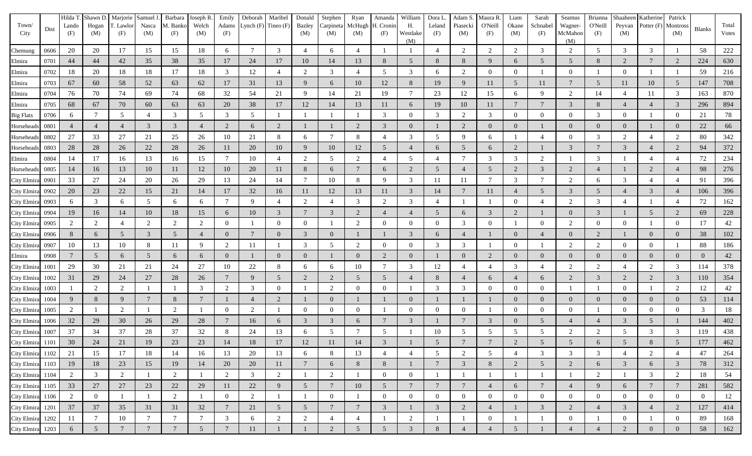| Town/ City | Dist | Hilda T. Lando (F) | Shawn D. Hogan (M) | Marjorie T. Lawlor (F) | Samuel J. Nasca (M) | Barbara M. Banko (F) | Joseph R. Welch (M) | Emily Adams (F) | Deborah Lynch (F) | Maribel Tineo (F) | Donald Bazley (M) | Stephen Carpineta (M) | Ryan McHugh (M) | Amanda H. Cronin (F) | William H. Westlake (M) | Dora L. Leland (F) | Adam S. Piasecki (M) | Maura R. O'Neill (F) | Liam Okane (M) | Sarah Schnabel (F) | Seamus Wagner-McMahon (M) | Brianna O'Neill (F) | Shaaheen Peyvan (M) | Katherine Potter (F) | Patrick Montross (M) | Blanks | Total Votes |
|---|---|---|---|---|---|---|---|---|---|---|---|---|---|---|---|---|---|---|---|---|---|---|---|---|---|---|---|
| Chemung | 0606 | 20 | 20 | 17 | 15 | 15 | 18 | 6 | 7 | 3 | 4 | 6 | 4 | 1 | 1 | 4 | 2 | 2 | 2 | 3 | 2 | 5 | 3 | 3 | 1 | 58 | 222 |
| Elmira | 0701 | 44 | 44 | 42 | 35 | 38 | 35 | 17 | 24 | 17 | 10 | 14 | 13 | 8 | 5 | 8 | 8 | 9 | 6 | 5 | 5 | 8 | 2 | 7 | 2 | 224 | 630 |
| Elmira | 0702 | 18 | 20 | 18 | 18 | 17 | 18 | 3 | 12 | 4 | 2 | 3 | 4 | 5 | 3 | 6 | 2 | 0 | 0 | 1 | 0 | 1 | 0 | 1 | 1 | 59 | 216 |
| Elmira | 0703 | 67 | 60 | 58 | 52 | 63 | 62 | 17 | 31 | 13 | 9 | 6 | 10 | 12 | 8 | 19 | 9 | 11 | 5 | 11 | 7 | 5 | 11 | 10 | 5 | 147 | 708 |
| Elmira | 0704 | 76 | 70 | 74 | 69 | 74 | 68 | 32 | 54 | 21 | 9 | 14 | 21 | 19 | 7 | 23 | 12 | 15 | 6 | 9 | 2 | 14 | 4 | 11 | 3 | 163 | 870 |
| Elmira | 0705 | 68 | 67 | 70 | 60 | 63 | 63 | 20 | 38 | 17 | 12 | 14 | 13 | 11 | 6 | 19 | 10 | 11 | 7 | 7 | 3 | 8 | 4 | 4 | 3 | 296 | 894 |
| Big Flats | 0706 | 6 | 7 | 5 | 4 | 3 | 5 | 3 | 5 | 1 | 1 | 1 | 1 | 3 | 0 | 3 | 2 | 3 | 0 | 0 | 0 | 3 | 0 | 1 | 0 | 21 | 78 |
| Horseheads | 0801 | 4 | 4 | 4 | 3 | 3 | 4 | 2 | 6 | 2 | 1 | 1 | 2 | 3 | 0 | 1 | 2 | 0 | 0 | 1 | 0 | 0 | 0 | 1 | 0 | 22 | 66 |
| Horseheads | 0802 | 27 | 33 | 27 | 21 | 25 | 26 | 10 | 21 | 8 | 6 | 7 | 8 | 4 | 3 | 5 | 9 | 6 | 1 | 4 | 0 | 3 | 2 | 4 | 2 | 80 | 342 |
| Horseheads | 0803 | 28 | 28 | 26 | 22 | 28 | 26 | 11 | 20 | 10 | 9 | 10 | 12 | 5 | 4 | 6 | 5 | 6 | 2 | 1 | 3 | 7 | 3 | 4 | 2 | 94 | 372 |
| Elmira | 0804 | 14 | 17 | 16 | 13 | 16 | 15 | 7 | 10 | 4 | 2 | 5 | 2 | 4 | 5 | 4 | 7 | 3 | 3 | 2 | 1 | 3 | 1 | 4 | 4 | 72 | 234 |
| Horseheads | 0805 | 14 | 16 | 13 | 10 | 11 | 12 | 10 | 20 | 11 | 8 | 6 | 7 | 6 | 2 | 5 | 4 | 5 | 2 | 3 | 2 | 4 | 1 | 2 | 4 | 98 | 276 |
| City Elmira | 0901 | 33 | 27 | 24 | 20 | 26 | 29 | 13 | 24 | 14 | 7 | 10 | 8 | 9 | 3 | 11 | 11 | 7 | 3 | 7 | 2 | 6 | 3 | 4 | 4 | 91 | 396 |
| City Elmira | 0902 | 20 | 23 | 22 | 15 | 21 | 14 | 17 | 32 | 16 | 11 | 12 | 13 | 11 | 3 | 14 | 7 | 11 | 4 | 5 | 3 | 5 | 4 | 3 | 4 | 106 | 396 |
| City Elmira | 0903 | 6 | 3 | 6 | 5 | 6 | 6 | 7 | 9 | 4 | 2 | 4 | 3 | 2 | 3 | 4 | 1 | 1 | 0 | 4 | 2 | 3 | 4 | 1 | 4 | 72 | 162 |
| City Elmira | 0904 | 19 | 16 | 14 | 10 | 18 | 15 | 6 | 10 | 3 | 7 | 3 | 2 | 4 | 4 | 5 | 6 | 3 | 2 | 1 | 0 | 3 | 1 | 5 | 2 | 69 | 228 |
| City Elmira | 0905 | 2 | 2 | 4 | 2 | 2 | 2 | 0 | 1 | 0 | 0 | 1 | 2 | 0 | 0 | 0 | 3 | 0 | 1 | 0 | 2 | 0 | 0 | 1 | 0 | 17 | 42 |
| City Elmira | 0906 | 8 | 6 | 5 | 3 | 5 | 4 | 0 | 7 | 0 | 3 | 0 | 1 | 1 | 3 | 6 | 4 | 1 | 0 | 4 | 0 | 2 | 1 | 0 | 0 | 38 | 102 |
| City Elmira | 0907 | 10 | 13 | 10 | 8 | 11 | 9 | 2 | 11 | 1 | 3 | 5 | 2 | 0 | 0 | 3 | 3 | 1 | 0 | 1 | 2 | 2 | 0 | 0 | 1 | 88 | 186 |
| Elmira | 0908 | 7 | 5 | 6 | 5 | 6 | 6 | 0 | 1 | 0 | 0 | 1 | 0 | 2 | 0 | 1 | 0 | 2 | 0 | 0 | 0 | 0 | 0 | 0 | 0 | 0 | 42 |
| City Elmira | 1001 | 29 | 30 | 21 | 21 | 24 | 27 | 10 | 22 | 8 | 6 | 6 | 10 | 7 | 3 | 12 | 4 | 4 | 3 | 4 | 2 | 2 | 4 | 2 | 3 | 114 | 378 |
| City Elmira | 1002 | 31 | 29 | 24 | 27 | 28 | 26 | 7 | 9 | 5 | 2 | 2 | 5 | 5 | 4 | 8 | 4 | 6 | 4 | 6 | 2 | 3 | 2 | 2 | 3 | 110 | 354 |
| City Elmira | 1003 | 1 | 2 | 2 | 1 | 1 | 3 | 2 | 3 | 0 | 1 | 2 | 0 | 0 | 1 | 3 | 3 | 0 | 0 | 0 | 1 | 1 | 0 | 1 | 2 | 12 | 42 |
| City Elmira | 1004 | 9 | 8 | 9 | 7 | 8 | 7 | 1 | 4 | 2 | 1 | 0 | 1 | 1 | 0 | 1 | 1 | 1 | 0 | 0 | 0 | 0 | 0 | 0 | 0 | 53 | 114 |
| City Elmira | 1005 | 2 | 1 | 2 | 1 | 2 | 1 | 0 | 2 | 1 | 0 | 0 | 0 | 1 | 0 | 0 | 0 | 1 | 0 | 0 | 0 | 1 | 0 | 0 | 0 | 3 | 18 |
| City Elmira | 1006 | 32 | 29 | 30 | 26 | 29 | 28 | 7 | 16 | 6 | 3 | 3 | 6 | 7 | 3 | 1 | 7 | 3 | 0 | 5 | 4 | 4 | 3 | 5 | 1 | 144 | 402 |
| City Elmira | 1007 | 37 | 34 | 37 | 28 | 37 | 32 | 8 | 24 | 13 | 6 | 5 | 7 | 5 | 1 | 10 | 5 | 5 | 5 | 5 | 2 | 2 | 5 | 3 | 3 | 119 | 438 |
| City Elmira | 1101 | 30 | 24 | 21 | 19 | 23 | 23 | 14 | 18 | 17 | 12 | 11 | 14 | 3 | 1 | 5 | 7 | 7 | 2 | 5 | 5 | 6 | 5 | 8 | 5 | 177 | 462 |
| City Elmira | 1102 | 21 | 15 | 17 | 18 | 14 | 16 | 13 | 20 | 13 | 6 | 8 | 13 | 4 | 4 | 5 | 2 | 5 | 4 | 3 | 3 | 3 | 4 | 2 | 4 | 47 | 264 |
| City Elmira | 1103 | 19 | 18 | 23 | 15 | 19 | 14 | 20 | 20 | 11 | 7 | 6 | 8 | 8 | 1 | 7 | 3 | 8 | 2 | 5 | 2 | 6 | 3 | 6 | 3 | 78 | 312 |
| City Elmira | 1104 | 2 | 3 | 2 | 1 | 2 | 1 | 2 | 3 | 2 | 1 | 2 | 1 | 0 | 0 | 1 | 1 | 1 | 1 | 1 | 1 | 2 | 1 | 3 | 2 | 18 | 54 |
| City Elmira | 1105 | 33 | 27 | 27 | 23 | 22 | 29 | 11 | 22 | 9 | 5 | 7 | 10 | 5 | 7 | 7 | 7 | 4 | 6 | 7 | 4 | 9 | 6 | 7 | 7 | 281 | 582 |
| City Elmira | 1106 | 2 | 0 | 1 | 1 | 2 | 1 | 0 | 2 | 1 | 1 | 0 | 1 | 0 | 0 | 0 | 0 | 0 | 0 | 0 | 0 | 0 | 0 | 0 | 0 | 0 | 12 |
| City Elmira | 1201 | 37 | 37 | 35 | 31 | 31 | 32 | 7 | 21 | 5 | 5 | 7 | 7 | 3 | 1 | 3 | 2 | 4 | 1 | 3 | 2 | 4 | 3 | 4 | 2 | 127 | 414 |
| City Elmira | 1202 | 11 | 7 | 10 | 7 | 7 | 7 | 3 | 6 | 2 | 2 | 4 | 4 | 1 | 2 | 1 | 1 | 0 | 1 | 1 | 0 | 1 | 0 | 1 | 0 | 89 | 168 |
| City Elmira | 1203 | 6 | 5 | 7 | 7 | 7 | 5 | 7 | 11 | 1 | 1 | 2 | 5 | 5 | 3 | 8 | 4 | 4 | 5 | 1 | 4 | 4 | 2 | 0 | 0 | 58 | 162 |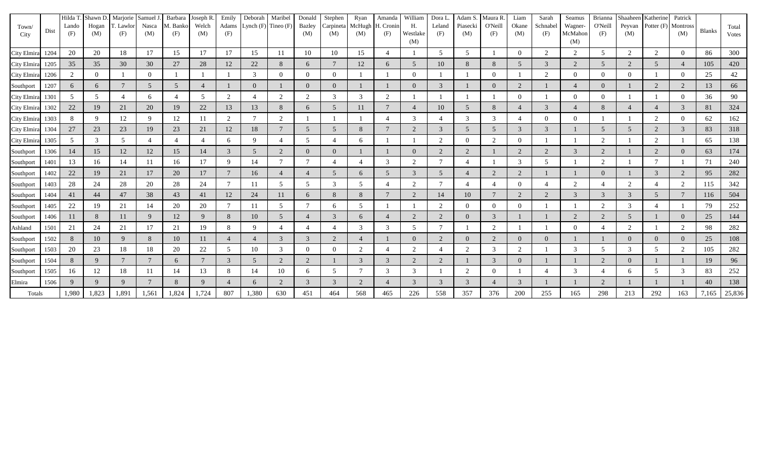| Town/ City | Dist | Hilda T. Lando (F) | Shawn D. Hogan (M) | Marjorie T. Lawlor (F) | Samuel J. Nasca (M) | Barbara M. Banko (F) | Joseph R. Welch (M) | Emily Adams (F) | Deborah Lynch (F) | Maribel Tineo (F) | Donald Bazley (M) | Stephen Carpineta (M) | Ryan McHugh (M) | Amanda H. Cronin (F) | William H. Westlake (M) | Dora L. Leland (F) | Adam S. Piasecki (M) | Maura R. O'Neill (F) | Liam Okane (M) | Sarah Schnabel (F) | Seamus Wagner-McMahon (M) | Brianna O'Neill (F) | Shaaheen Peyvan (M) | Katherine Potter (F) | Patrick Montross (M) | Blanks | Total Votes |
|---|---|---|---|---|---|---|---|---|---|---|---|---|---|---|---|---|---|---|---|---|---|---|---|---|---|---|---|
| City Elmira | 1204 | 20 | 20 | 18 | 17 | 15 | 17 | 17 | 15 | 11 | 10 | 10 | 15 | 4 | 1 | 5 | 5 | 1 | 0 | 2 | 2 | 5 | 2 | 2 | 0 | 86 | 300 |
| City Elmira | 1205 | 35 | 35 | 30 | 30 | 27 | 28 | 12 | 22 | 8 | 6 | 7 | 12 | 6 | 5 | 10 | 8 | 8 | 5 | 3 | 2 | 5 | 2 | 5 | 4 | 105 | 420 |
| City Elmira | 1206 | 2 | 0 | 1 | 0 | 1 | 1 | 1 | 3 | 0 | 0 | 0 | 1 | 1 | 0 | 1 | 1 | 0 | 1 | 2 | 0 | 0 | 0 | 1 | 0 | 25 | 42 |
| Southport | 1207 | 6 | 6 | 7 | 5 | 5 | 4 | 1 | 0 | 1 | 0 | 0 | 1 | 1 | 0 | 3 | 1 | 0 | 2 | 1 | 4 | 0 | 1 | 2 | 2 | 13 | 66 |
| City Elmira | 1301 | 5 | 5 | 4 | 6 | 4 | 5 | 2 | 4 | 2 | 2 | 3 | 3 | 2 | 1 | 1 | 1 | 1 | 0 | 1 | 0 | 0 | 1 | 1 | 0 | 36 | 90 |
| City Elmira | 1302 | 22 | 19 | 21 | 20 | 19 | 22 | 13 | 13 | 8 | 6 | 5 | 11 | 7 | 4 | 10 | 5 | 8 | 4 | 3 | 4 | 8 | 4 | 4 | 3 | 81 | 324 |
| City Elmira | 1303 | 8 | 9 | 12 | 9 | 12 | 11 | 2 | 7 | 2 | 1 | 1 | 1 | 4 | 3 | 4 | 3 | 3 | 4 | 0 | 0 | 1 | 1 | 2 | 0 | 62 | 162 |
| City Elmira | 1304 | 27 | 23 | 23 | 19 | 23 | 21 | 12 | 18 | 7 | 5 | 5 | 8 | 7 | 2 | 3 | 5 | 5 | 3 | 3 | 1 | 5 | 5 | 2 | 3 | 83 | 318 |
| City Elmira | 1305 | 5 | 3 | 5 | 4 | 4 | 4 | 6 | 9 | 4 | 5 | 4 | 6 | 1 | 1 | 2 | 0 | 2 | 0 | 1 | 1 | 2 | 1 | 2 | 1 | 65 | 138 |
| Southport | 1306 | 14 | 15 | 12 | 12 | 15 | 14 | 3 | 5 | 2 | 0 | 0 | 1 | 1 | 0 | 2 | 2 | 1 | 2 | 2 | 3 | 2 | 1 | 2 | 0 | 63 | 174 |
| Southport | 1401 | 13 | 16 | 14 | 11 | 16 | 17 | 9 | 14 | 7 | 7 | 4 | 4 | 3 | 2 | 7 | 4 | 1 | 3 | 5 | 1 | 2 | 1 | 7 | 1 | 71 | 240 |
| Southport | 1402 | 22 | 19 | 21 | 17 | 20 | 17 | 7 | 16 | 4 | 4 | 5 | 6 | 5 | 3 | 5 | 4 | 2 | 2 | 1 | 1 | 0 | 1 | 3 | 2 | 95 | 282 |
| Southport | 1403 | 28 | 24 | 28 | 20 | 28 | 24 | 7 | 11 | 5 | 5 | 3 | 5 | 4 | 2 | 7 | 4 | 4 | 0 | 4 | 2 | 4 | 2 | 4 | 2 | 115 | 342 |
| Southport | 1404 | 41 | 44 | 47 | 38 | 43 | 41 | 12 | 24 | 11 | 6 | 8 | 8 | 7 | 2 | 14 | 10 | 7 | 2 | 2 | 3 | 3 | 3 | 5 | 7 | 116 | 504 |
| Southport | 1405 | 22 | 19 | 21 | 14 | 20 | 20 | 7 | 11 | 5 | 7 | 6 | 5 | 1 | 1 | 2 | 0 | 0 | 0 | 1 | 1 | 2 | 3 | 4 | 1 | 79 | 252 |
| Southport | 1406 | 11 | 8 | 11 | 9 | 12 | 9 | 8 | 10 | 5 | 4 | 3 | 6 | 4 | 2 | 2 | 0 | 3 | 1 | 1 | 2 | 2 | 5 | 1 | 0 | 25 | 144 |
| Ashland | 1501 | 21 | 24 | 21 | 17 | 21 | 19 | 8 | 9 | 4 | 4 | 4 | 3 | 3 | 5 | 7 | 1 | 2 | 1 | 1 | 0 | 4 | 2 | 1 | 2 | 98 | 282 |
| Southport | 1502 | 8 | 10 | 9 | 8 | 10 | 11 | 4 | 4 | 3 | 3 | 2 | 4 | 1 | 0 | 2 | 0 | 2 | 0 | 0 | 1 | 1 | 0 | 0 | 0 | 25 | 108 |
| Southport | 1503 | 20 | 23 | 18 | 18 | 20 | 22 | 5 | 10 | 3 | 0 | 0 | 2 | 4 | 2 | 4 | 2 | 3 | 2 | 1 | 3 | 5 | 3 | 5 | 2 | 105 | 282 |
| Southport | 1504 | 8 | 9 | 7 | 7 | 6 | 7 | 3 | 5 | 2 | 2 | 1 | 3 | 3 | 2 | 2 | 1 | 3 | 0 | 1 | 1 | 2 | 0 | 1 | 1 | 19 | 96 |
| Southport | 1505 | 16 | 12 | 18 | 11 | 14 | 13 | 8 | 14 | 10 | 6 | 5 | 7 | 3 | 3 | 1 | 2 | 0 | 1 | 4 | 3 | 4 | 6 | 5 | 3 | 83 | 252 |
| Elmira | 1506 | 9 | 9 | 9 | 7 | 8 | 9 | 4 | 6 | 2 | 3 | 3 | 2 | 4 | 3 | 3 | 3 | 4 | 3 | 1 | 1 | 2 | 1 | 1 | 1 | 40 | 138 |
| Totals | | 1,980 | 1,823 | 1,891 | 1,561 | 1,824 | 1,724 | 807 | 1,380 | 630 | 451 | 464 | 568 | 465 | 226 | 558 | 357 | 376 | 200 | 255 | 165 | 298 | 213 | 292 | 163 | 7,165 | 25,836 |